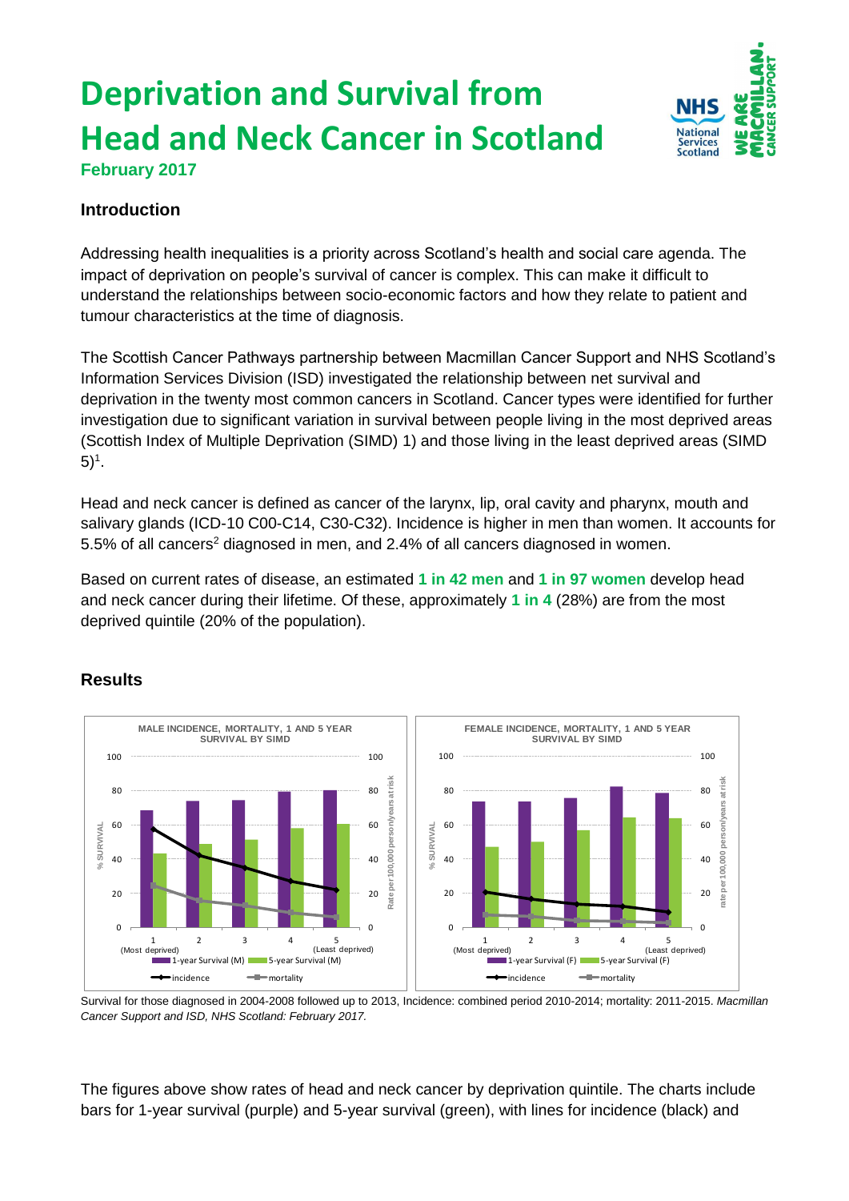# Deprivation and Survival from Head and Neck Cancer in Scotland

**February 2017**

### Introduction

Addressing health inequalities is a priority across Scotland's health and social care agenda. The impact of deprivation on people's survival of cancer is complex. This can make it difficult to understand the relationships between socio-economic factors and how they relate to patient and tumour characteristics at the time of diagnosis.

The Scottish Cancer Pathways partnership between Macmillan Cancer Support and NHS Scotland's Information Services Division (ISD) investigated the relationship between net survival and deprivation in the twenty most common cancers in Scotland. Cancer types were identified for further investigation due to significant variation in survival between people living in the most deprived areas (Scottish Index of Multiple Deprivation (SIMD) 1) and those living in the least deprived areas (SIMD 5)[1].

Head and neck cancer is defined as cancer of the larynx, lip, oral cavity and pharynx, mouth and salivary glands (ICD-10 C00-C14, C30-C32). Incidence is higher in men than women. It accounts for 5.5% of all cancers[2] diagnosed in men, and 2.4% of all cancers diagnosed in women.

Based on current rates of disease, an estimated **1 in 42 men** and **1 in 97 women** develop head and neck cancer during their lifetime. Of these, approximately **1 in 4** (28%) are from the most deprived quintile (20% of the population).

### Results

Survival for those diagnosed in 2004-2008 followed up to 2013, Incidence: combined period 2010-2014; mortality: 2011-2015. *Macmillan Cancer Support and ISD, NHS Scotland: February 2017.*

The figures above show rates of head and neck cancer by deprivation quintile. The charts include bars for 1-year survival (purple) and 5-year survival (green), with lines for incidence (black) and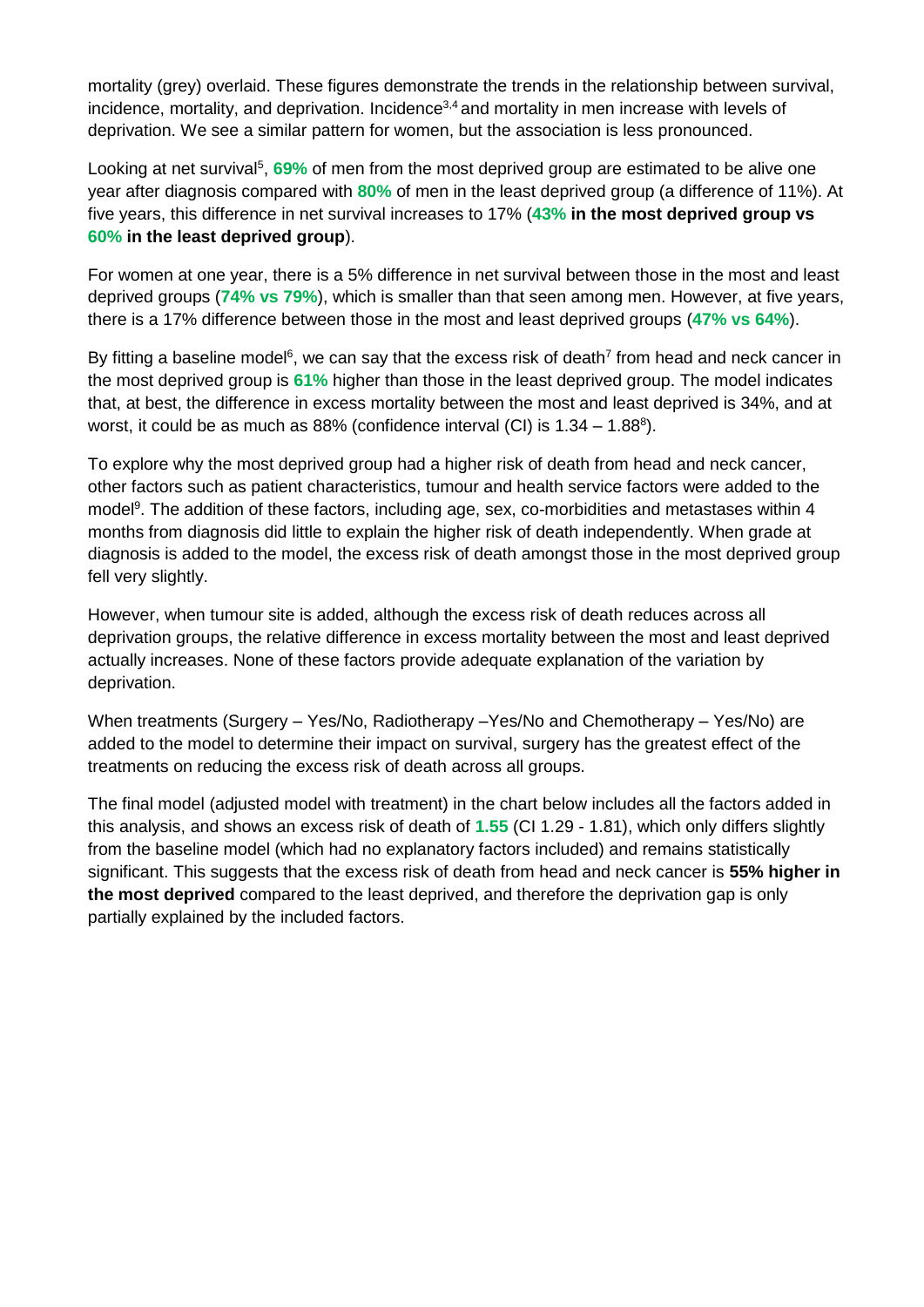mortality (grey) overlaid. These figures demonstrate the trends in the relationship between survival, incidence, mortality, and deprivation. Incidence[3,4] and mortality in men increase with levels of deprivation. We see a similar pattern for women, but the association is less pronounced.

Looking at net survival[5], **69%** of men from the most deprived group are estimated to be alive one year after diagnosis compared with **80%** of men in the least deprived group (a difference of 11%). At five years, this difference in net survival increases to 17% (**43% in the most deprived group vs 60% in the least deprived group**).

For women at one year, there is a 5% difference in net survival between those in the most and least deprived groups (**74% vs 79%**), which is smaller than that seen among men. However, at five years, there is a 17% difference between those in the most and least deprived groups (**47% vs 64%**).

By fitting a baseline model[6], we can say that the excess risk of death[7] from head and neck cancer in the most deprived group is **61%** higher than those in the least deprived group. The model indicates that, at best, the difference in excess mortality between the most and least deprived is 34%, and at worst, it could be as much as 88% (confidence interval (CI) is 1.34 – 1.88[8]).

To explore why the most deprived group had a higher risk of death from head and neck cancer, other factors such as patient characteristics, tumour and health service factors were added to the model[9]. The addition of these factors, including age, sex, co-morbidities and metastases within 4 months from diagnosis did little to explain the higher risk of death independently. When grade at diagnosis is added to the model, the excess risk of death amongst those in the most deprived group fell very slightly.

However, when tumour site is added, although the excess risk of death reduces across all deprivation groups, the relative difference in excess mortality between the most and least deprived actually increases. None of these factors provide adequate explanation of the variation by deprivation.

When treatments (Surgery – Yes/No, Radiotherapy –Yes/No and Chemotherapy – Yes/No) are added to the model to determine their impact on survival, surgery has the greatest effect of the treatments on reducing the excess risk of death across all groups.

The final model (adjusted model with treatment) in the chart below includes all the factors added in this analysis, and shows an excess risk of death of **1.55** (CI 1.29 - 1.81), which only differs slightly from the baseline model (which had no explanatory factors included) and remains statistically significant. This suggests that the excess risk of death from head and neck cancer is **55% higher in the most deprived** compared to the least deprived, and therefore the deprivation gap is only partially explained by the included factors.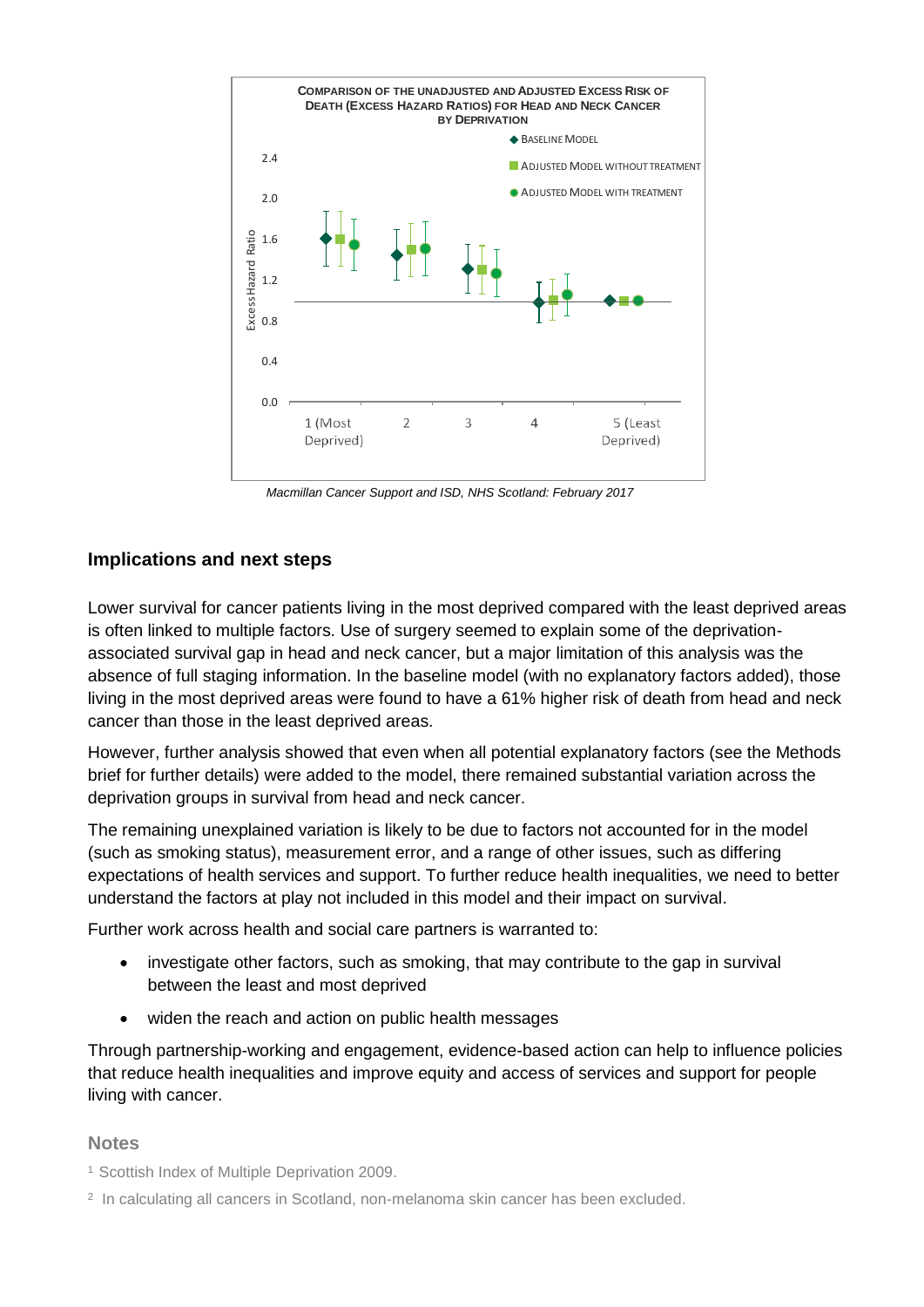**COMPARISON OF THE UNADJUSTED AND ADJUSTED EXCESS RISK OF DEATH (EXCESS HAZARD RATIOS) FOR HEAD AND NECK CANCER BY DEPRIVATION**

*Macmillan Cancer Support and ISD, NHS Scotland: February 2017*

## Implications and next steps

Lower survival for cancer patients living in the most deprived compared with the least deprived areas is often linked to multiple factors. Use of surgery seemed to explain some of the deprivation-associated survival gap in head and neck cancer, but a major limitation of this analysis was the absence of full staging information. In the baseline model (with no explanatory factors added), those living in the most deprived areas were found to have a 61% higher risk of death from head and neck cancer than those in the least deprived areas.

However, further analysis showed that even when all potential explanatory factors (see the Methods brief for further details) were added to the model, there remained substantial variation across the deprivation groups in survival from head and neck cancer.

The remaining unexplained variation is likely to be due to factors not accounted for in the model (such as smoking status), measurement error, and a range of other issues, such as differing expectations of health services and support. To further reduce health inequalities, we need to better understand the factors at play not included in this model and their impact on survival.

Further work across health and social care partners is warranted to:

- investigate other factors, such as smoking, that may contribute to the gap in survival between the least and most deprived
- widen the reach and action on public health messages

Through partnership-working and engagement, evidence-based action can help to influence policies that reduce health inequalities and improve equity and access of services and support for people living with cancer.

### Notes

[1] Scottish Index of Multiple Deprivation 2009.

[2] In calculating all cancers in Scotland, non-melanoma skin cancer has been excluded.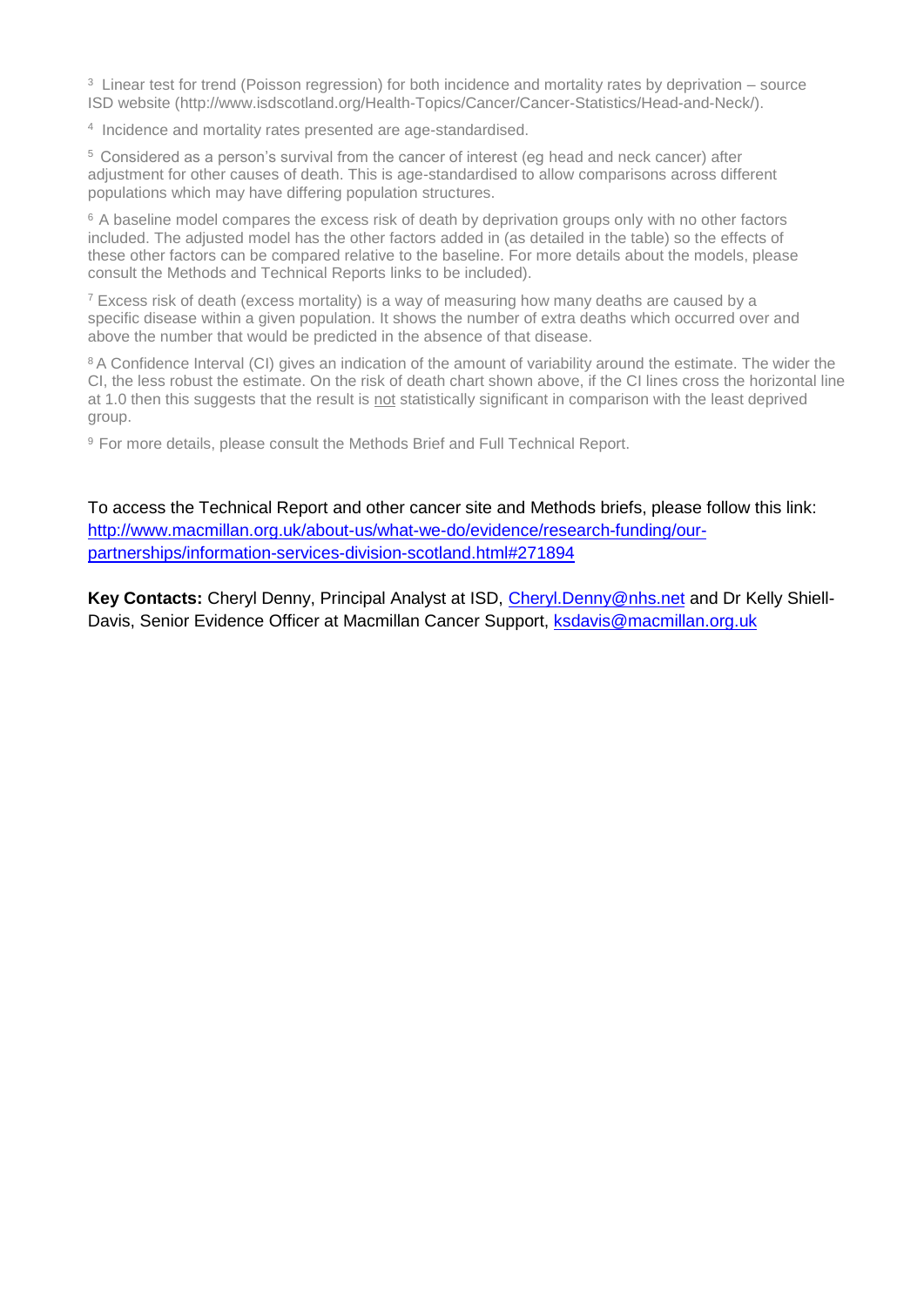[3] Linear test for trend (Poisson regression) for both incidence and mortality rates by deprivation – source ISD website (http://www.isdscotland.org/Health-Topics/Cancer/Cancer-Statistics/Head-and-Neck/).

[4] Incidence and mortality rates presented are age-standardised.

[5] Considered as a person's survival from the cancer of interest (eg head and neck cancer) after adjustment for other causes of death. This is age-standardised to allow comparisons across different populations which may have differing population structures.

[6] A baseline model compares the excess risk of death by deprivation groups only with no other factors included. The adjusted model has the other factors added in (as detailed in the table) so the effects of these other factors can be compared relative to the baseline. For more details about the models, please consult the Methods and Technical Reports links to be included).

[7] Excess risk of death (excess mortality) is a way of measuring how many deaths are caused by a specific disease within a given population. It shows the number of extra deaths which occurred over and above the number that would be predicted in the absence of that disease.

[8] A Confidence Interval (CI) gives an indication of the amount of variability around the estimate. The wider the CI, the less robust the estimate. On the risk of death chart shown above, if the CI lines cross the horizontal line at 1.0 then this suggests that the result is not statistically significant in comparison with the least deprived group.

[9] For more details, please consult the Methods Brief and Full Technical Report.

To access the Technical Report and other cancer site and Methods briefs, please follow this link: [http://www.macmillan.org.uk/about-us/what-we-do/evidence/research-funding/our-partnerships/information-services-division-scotland.html#271894](http://www.macmillan.org.uk/about-us/what-we-do/evidence/research-funding/our-partnerships/information-services-division-scotland.html#271894)

**Key Contacts:** Cheryl Denny, Principal Analyst at ISD, [Cheryl.Denny@nhs.net](mailto:Cheryl.Denny@nhs.net) and Dr Kelly Shiell-Davis, Senior Evidence Officer at Macmillan Cancer Support, [ksdavis@macmillan.org.uk](mailto:ksdavis@macmillan.org.uk)